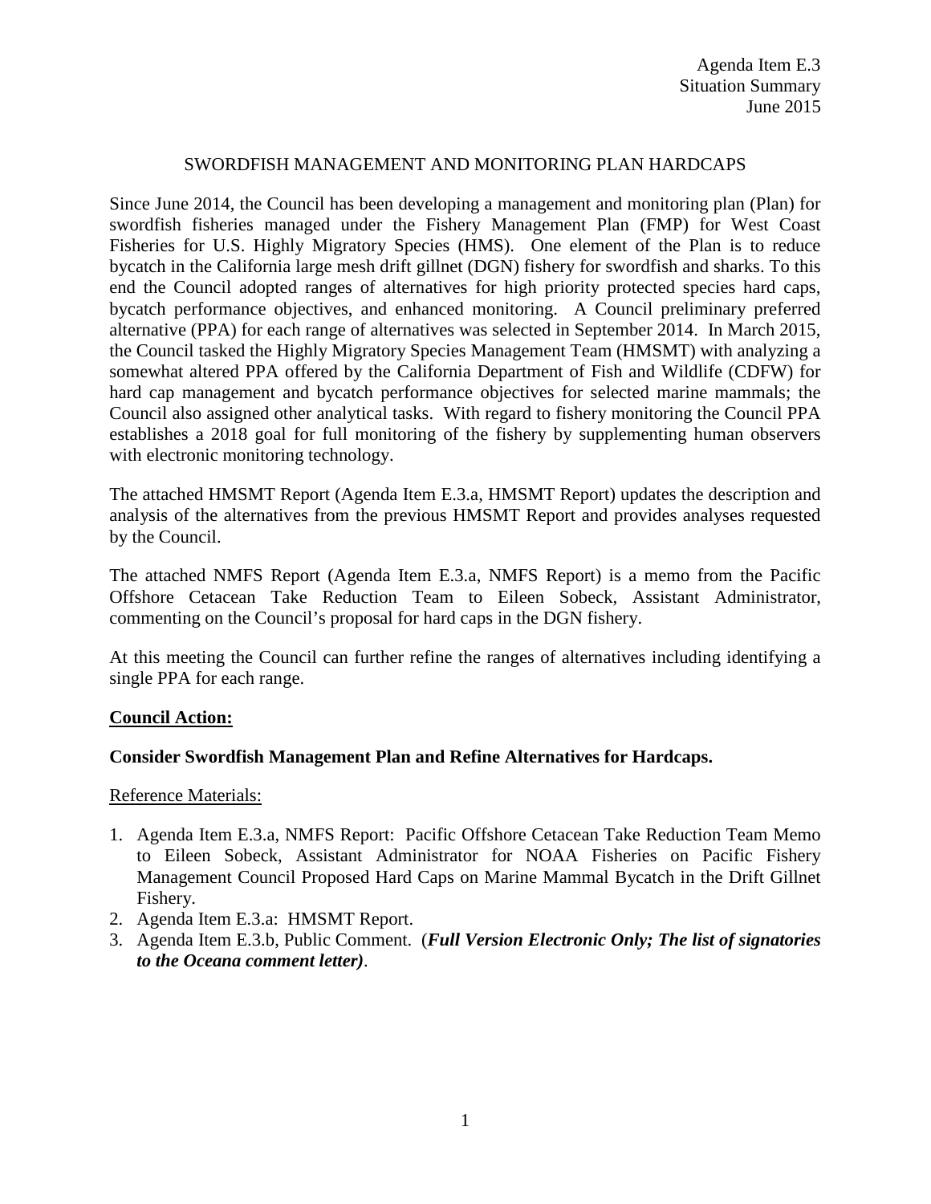Agenda Item E.3
Situation Summary
June 2015

# SWORDFISH MANAGEMENT AND MONITORING PLAN HARDCAPS

Since June 2014, the Council has been developing a management and monitoring plan (Plan) for swordfish fisheries managed under the Fishery Management Plan (FMP) for West Coast Fisheries for U.S. Highly Migratory Species (HMS). One element of the Plan is to reduce bycatch in the California large mesh drift gillnet (DGN) fishery for swordfish and sharks. To this end the Council adopted ranges of alternatives for high priority protected species hard caps, bycatch performance objectives, and enhanced monitoring. A Council preliminary preferred alternative (PPA) for each range of alternatives was selected in September 2014. In March 2015, the Council tasked the Highly Migratory Species Management Team (HMSMT) with analyzing a somewhat altered PPA offered by the California Department of Fish and Wildlife (CDFW) for hard cap management and bycatch performance objectives for selected marine mammals; the Council also assigned other analytical tasks. With regard to fishery monitoring the Council PPA establishes a 2018 goal for full monitoring of the fishery by supplementing human observers with electronic monitoring technology.

The attached HMSMT Report (Agenda Item E.3.a, HMSMT Report) updates the description and analysis of the alternatives from the previous HMSMT Report and provides analyses requested by the Council.

The attached NMFS Report (Agenda Item E.3.a, NMFS Report) is a memo from the Pacific Offshore Cetacean Take Reduction Team to Eileen Sobeck, Assistant Administrator, commenting on the Council's proposal for hard caps in the DGN fishery.

At this meeting the Council can further refine the ranges of alternatives including identifying a single PPA for each range.

**Council Action:**

**Consider Swordfish Management Plan and Refine Alternatives for Hardcaps.**

Reference Materials:

1. Agenda Item E.3.a, NMFS Report: Pacific Offshore Cetacean Take Reduction Team Memo to Eileen Sobeck, Assistant Administrator for NOAA Fisheries on Pacific Fishery Management Council Proposed Hard Caps on Marine Mammal Bycatch in the Drift Gillnet Fishery.
2. Agenda Item E.3.a: HMSMT Report.
3. Agenda Item E.3.b, Public Comment. (***Full Version Electronic Only; The list of signatories to the Oceana comment letter)***.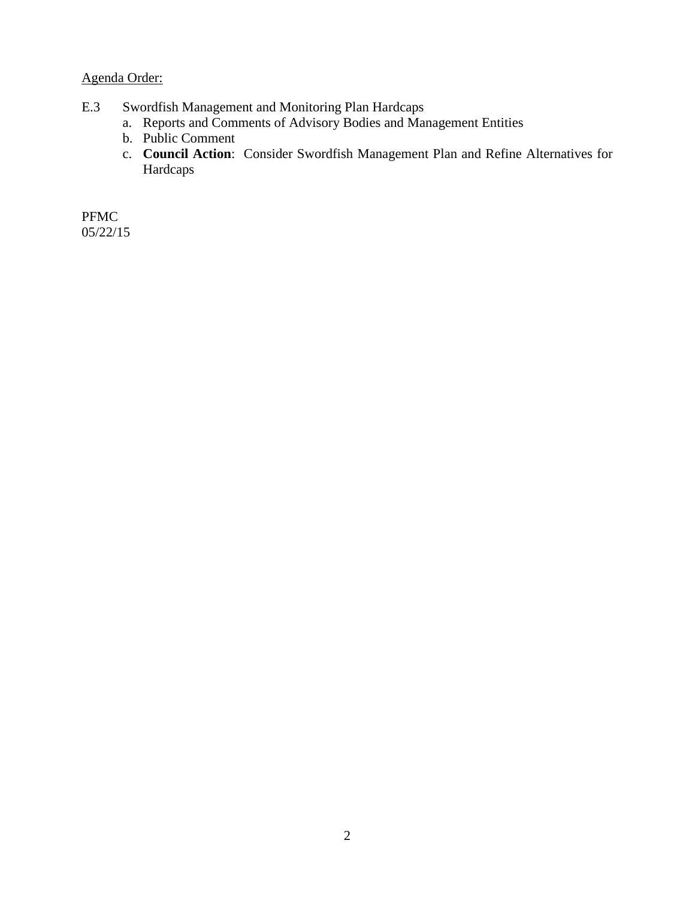Agenda Order:

E.3 Swordfish Management and Monitoring Plan Hardcaps

a. Reports and Comments of Advisory Bodies and Management Entities
b. Public Comment
c. **Council Action**: Consider Swordfish Management Plan and Refine Alternatives for Hardcaps

PFMC
05/22/15